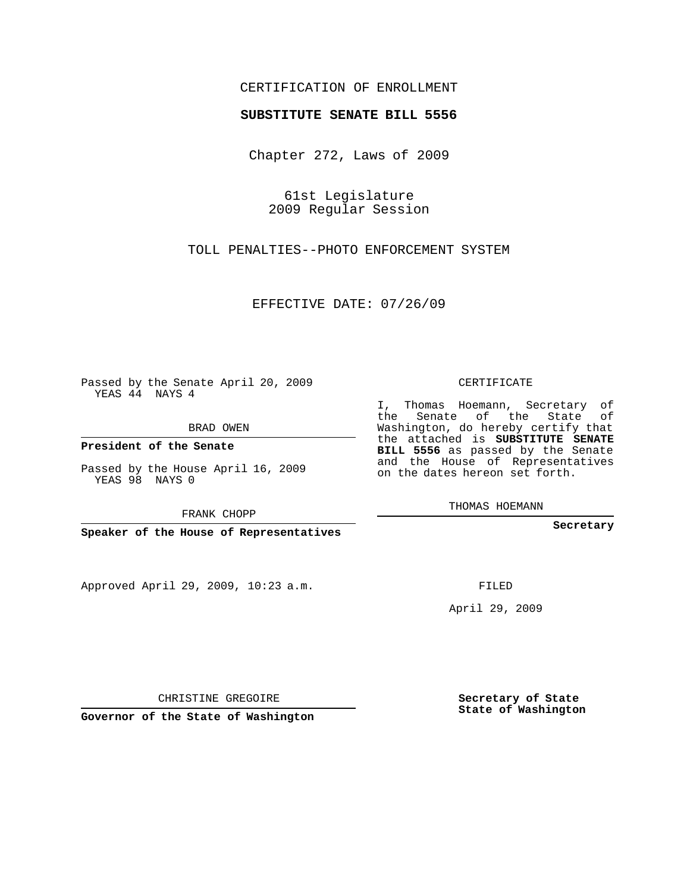CERTIFICATION OF ENROLLMENT

**SUBSTITUTE SENATE BILL 5556**

Chapter 272, Laws of 2009

61st Legislature
2009 Regular Session

TOLL PENALTIES--PHOTO ENFORCEMENT SYSTEM

EFFECTIVE DATE: 07/26/09

Passed by the Senate April 20, 2009
YEAS 44 NAYS 4

BRAD OWEN

**President of the Senate**

Passed by the House April 16, 2009
YEAS 98 NAYS 0

FRANK CHOPP

**Speaker of the House of Representatives**

Approved April 29, 2009, 10:23 a.m.

CHRISTINE GREGOIRE

**Governor of the State of Washington**

CERTIFICATE

I, Thomas Hoemann, Secretary of the Senate of the State of Washington, do hereby certify that the attached is **SUBSTITUTE SENATE BILL 5556** as passed by the Senate and the House of Representatives on the dates hereon set forth.

THOMAS HOEMANN

**Secretary**

FILED

April 29, 2009

**Secretary of State
State of Washington**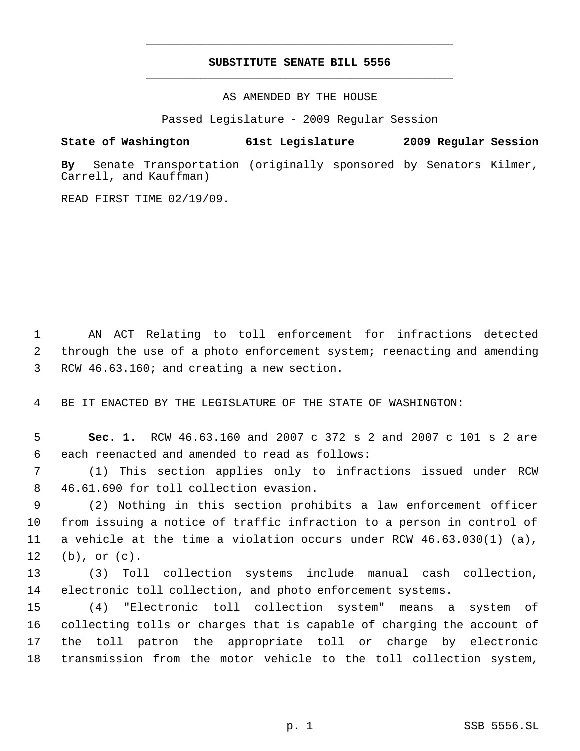# SUBSTITUTE SENATE BILL 5556

AS AMENDED BY THE HOUSE

Passed Legislature - 2009 Regular Session

**State of Washington 61st Legislature 2009 Regular Session**

**By** Senate Transportation (originally sponsored by Senators Kilmer, Carrell, and Kauffman)

READ FIRST TIME 02/19/09.

AN ACT Relating to toll enforcement for infractions detected through the use of a photo enforcement system; reenacting and amending RCW 46.63.160; and creating a new section.

BE IT ENACTED BY THE LEGISLATURE OF THE STATE OF WASHINGTON:

**Sec. 1.** RCW 46.63.160 and 2007 c 372 s 2 and 2007 c 101 s 2 are each reenacted and amended to read as follows:

(1) This section applies only to infractions issued under RCW 46.61.690 for toll collection evasion.

(2) Nothing in this section prohibits a law enforcement officer from issuing a notice of traffic infraction to a person in control of a vehicle at the time a violation occurs under RCW 46.63.030(1) (a), (b), or (c).

(3) Toll collection systems include manual cash collection, electronic toll collection, and photo enforcement systems.

(4) "Electronic toll collection system" means a system of collecting tolls or charges that is capable of charging the account of the toll patron the appropriate toll or charge by electronic transmission from the motor vehicle to the toll collection system,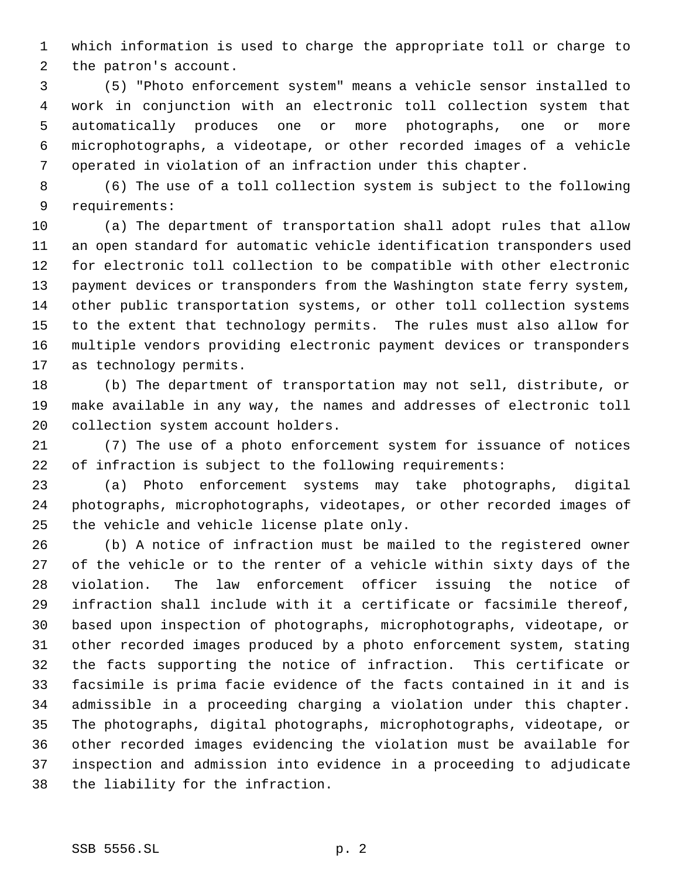which information is used to charge the appropriate toll or charge to the patron's account.

(5) "Photo enforcement system" means a vehicle sensor installed to work in conjunction with an electronic toll collection system that automatically produces one or more photographs, one or more microphotographs, a videotape, or other recorded images of a vehicle operated in violation of an infraction under this chapter.

(6) The use of a toll collection system is subject to the following requirements:

(a) The department of transportation shall adopt rules that allow an open standard for automatic vehicle identification transponders used for electronic toll collection to be compatible with other electronic payment devices or transponders from the Washington state ferry system, other public transportation systems, or other toll collection systems to the extent that technology permits. The rules must also allow for multiple vendors providing electronic payment devices or transponders as technology permits.

(b) The department of transportation may not sell, distribute, or make available in any way, the names and addresses of electronic toll collection system account holders.

(7) The use of a photo enforcement system for issuance of notices of infraction is subject to the following requirements:

(a) Photo enforcement systems may take photographs, digital photographs, microphotographs, videotapes, or other recorded images of the vehicle and vehicle license plate only.

(b) A notice of infraction must be mailed to the registered owner of the vehicle or to the renter of a vehicle within sixty days of the violation. The law enforcement officer issuing the notice of infraction shall include with it a certificate or facsimile thereof, based upon inspection of photographs, microphotographs, videotape, or other recorded images produced by a photo enforcement system, stating the facts supporting the notice of infraction. This certificate or facsimile is prima facie evidence of the facts contained in it and is admissible in a proceeding charging a violation under this chapter. The photographs, digital photographs, microphotographs, videotape, or other recorded images evidencing the violation must be available for inspection and admission into evidence in a proceeding to adjudicate the liability for the infraction.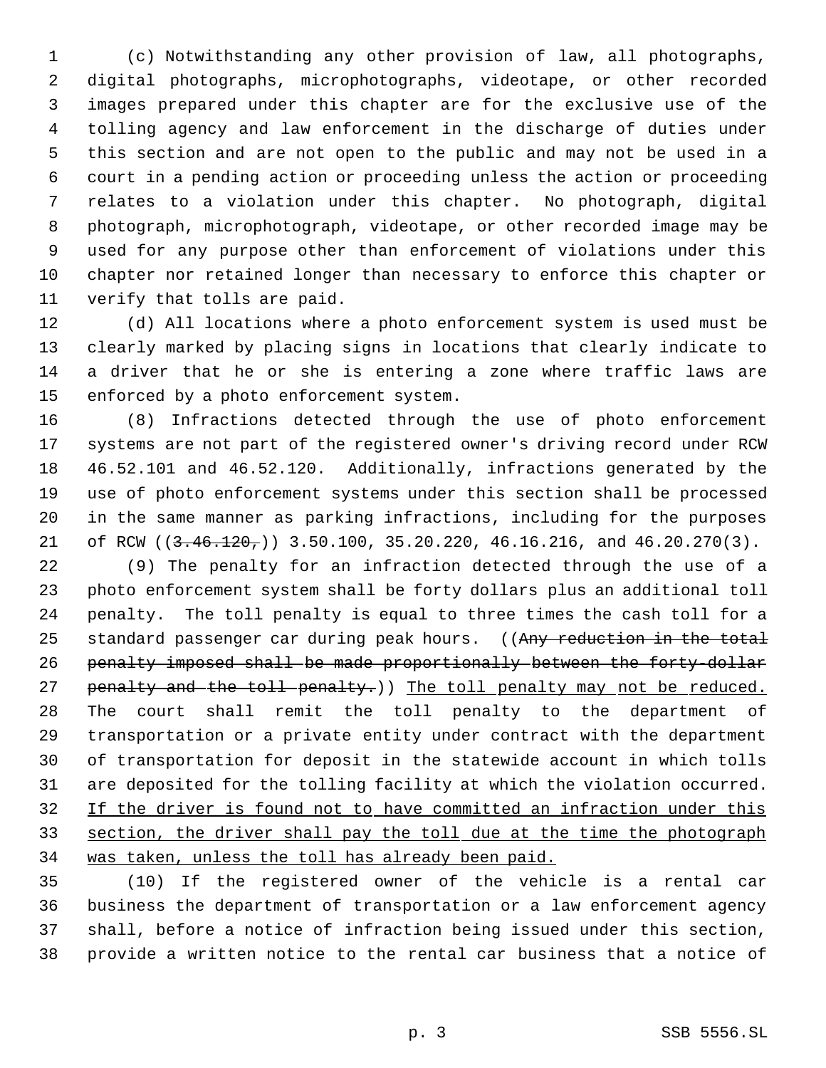(c) Notwithstanding any other provision of law, all photographs, digital photographs, microphotographs, videotape, or other recorded images prepared under this chapter are for the exclusive use of the tolling agency and law enforcement in the discharge of duties under this section and are not open to the public and may not be used in a court in a pending action or proceeding unless the action or proceeding relates to a violation under this chapter. No photograph, digital photograph, microphotograph, videotape, or other recorded image may be used for any purpose other than enforcement of violations under this chapter nor retained longer than necessary to enforce this chapter or verify that tolls are paid.

(d) All locations where a photo enforcement system is used must be clearly marked by placing signs in locations that clearly indicate to a driver that he or she is entering a zone where traffic laws are enforced by a photo enforcement system.

(8) Infractions detected through the use of photo enforcement systems are not part of the registered owner's driving record under RCW 46.52.101 and 46.52.120. Additionally, infractions generated by the use of photo enforcement systems under this section shall be processed in the same manner as parking infractions, including for the purposes of RCW ((~~3.46.120,~~)) 3.50.100, 35.20.220, 46.16.216, and 46.20.270(3).

(9) The penalty for an infraction detected through the use of a photo enforcement system shall be forty dollars plus an additional toll penalty. The toll penalty is equal to three times the cash toll for a standard passenger car during peak hours. ((~~Any reduction in the total penalty imposed shall be made proportionally between the forty-dollar penalty and the toll penalty.~~)) <u>The toll penalty may not be reduced.</u> The court shall remit the toll penalty to the department of transportation or a private entity under contract with the department of transportation for deposit in the statewide account in which tolls are deposited for the tolling facility at which the violation occurred. <u>If the driver is found not to have committed an infraction under this section, the driver shall pay the toll due at the time the photograph was taken, unless the toll has already been paid.</u>

(10) If the registered owner of the vehicle is a rental car business the department of transportation or a law enforcement agency shall, before a notice of infraction being issued under this section, provide a written notice to the rental car business that a notice of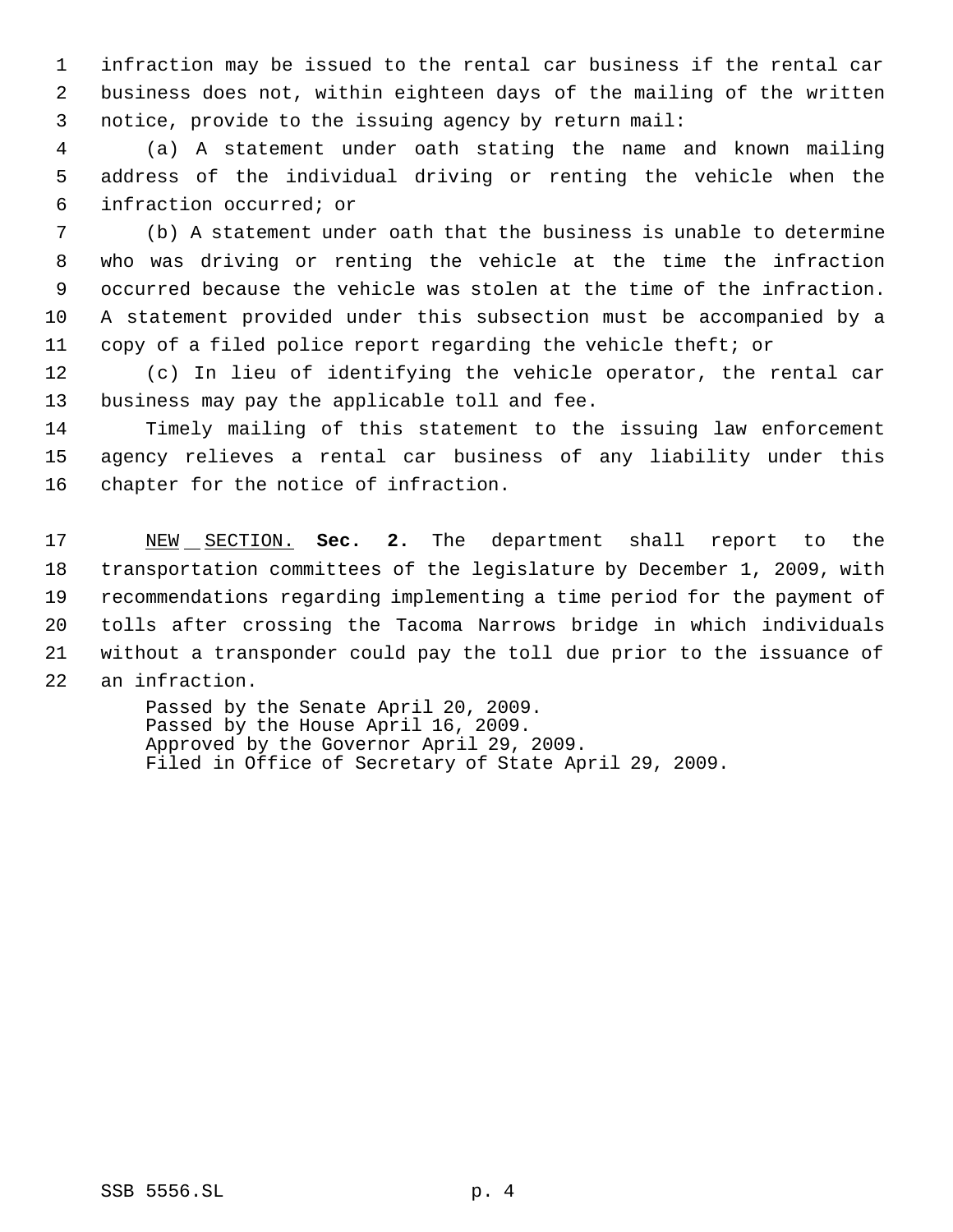infraction may be issued to the rental car business if the rental car business does not, within eighteen days of the mailing of the written notice, provide to the issuing agency by return mail:

(a) A statement under oath stating the name and known mailing address of the individual driving or renting the vehicle when the infraction occurred; or

(b) A statement under oath that the business is unable to determine who was driving or renting the vehicle at the time the infraction occurred because the vehicle was stolen at the time of the infraction. A statement provided under this subsection must be accompanied by a copy of a filed police report regarding the vehicle theft; or

(c) In lieu of identifying the vehicle operator, the rental car business may pay the applicable toll and fee.

Timely mailing of this statement to the issuing law enforcement agency relieves a rental car business of any liability under this chapter for the notice of infraction.

NEW SECTION. **Sec. 2.** The department shall report to the transportation committees of the legislature by December 1, 2009, with recommendations regarding implementing a time period for the payment of tolls after crossing the Tacoma Narrows bridge in which individuals without a transponder could pay the toll due prior to the issuance of an infraction.

Passed by the Senate April 20, 2009.
Passed by the House April 16, 2009.
Approved by the Governor April 29, 2009.
Filed in Office of Secretary of State April 29, 2009.